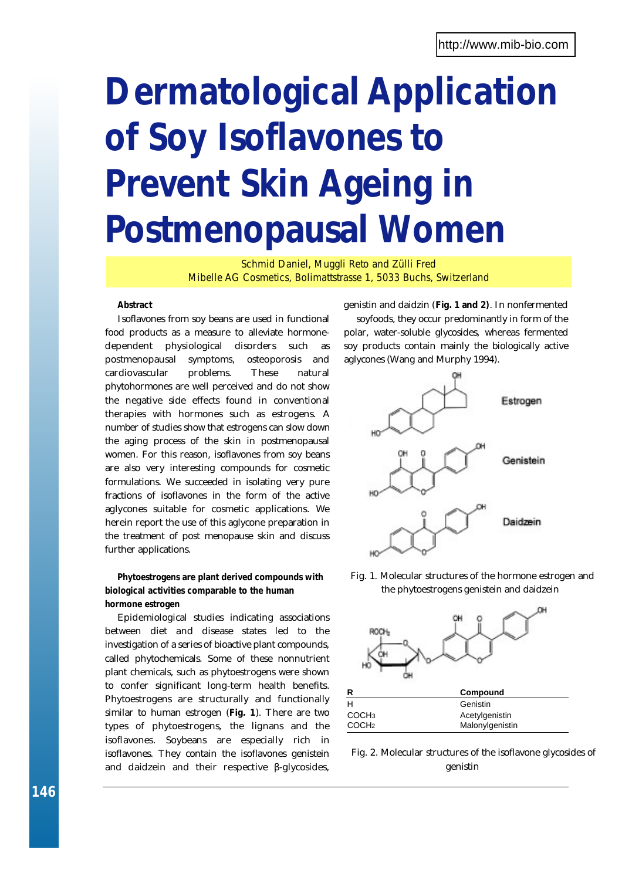http://www.mib-bio.com

# Dermatological Application of Soy Isoflavones to Prevent Skin Ageing in Postmenopausal Women

*Schmid Daniel, Muggli Reto and Zülli Fred*
*Mibelle AG Cosmetics, Bolimattstrasse 1, 5033 Buchs, Switzerland*

**Abstract**

Isoflavones from soy beans are used in functional food products as a measure to alleviate hormone-dependent physiological disorders such as postmenopausal symptoms, osteoporosis and cardiovascular problems. These natural phytohormones are well perceived and do not show the negative side effects found in conventional therapies with hormones such as estrogens. A number of studies show that estrogens can slow down the aging process of the skin in postmenopausal women. For this reason, isoflavones from soy beans are also very interesting compounds for cosmetic formulations. We succeeded in isolating very pure fractions of isoflavones in the form of the active aglycones suitable for cosmetic applications. We herein report the use of this aglycone preparation in the treatment of post menopause skin and discuss further applications.

**Phytoestrogens are plant derived compounds with biological activities comparable to the human hormone estrogen**

Epidemiological studies indicating associations between diet and disease states led to the investigation of a series of bioactive plant compounds, called phytochemicals. Some of these nonnutrient plant chemicals, such as phytoestrogens were shown to confer significant long-term health benefits. Phytoestrogens are structurally and functionally similar to human estrogen (**Fig. 1**). There are two types of phytoestrogens, the lignans and the isoflavones. Soybeans are especially rich in isoflavones. They contain the isoflavones genistein and daidzein and their respective β-glycosides, genistin and daidzin (**Fig. 1 and 2)**. In nonfermented soyfoods, they occur predominantly in form of the polar, water-soluble glycosides, whereas fermented soy products contain mainly the biologically active aglycones (Wang and Murphy 1994).

Fig. 1. Molecular structures of the hormone estrogen and the phytoestrogens genistein and daidzein

| R | Compound |
|---|---|
| H | Genistin |
| $COCH_3$ | Acetylgenistin |
| $COCH_2$ | Malonylgenistin |

Fig. 2. Molecular structures of the isoflavone glycosides of genistin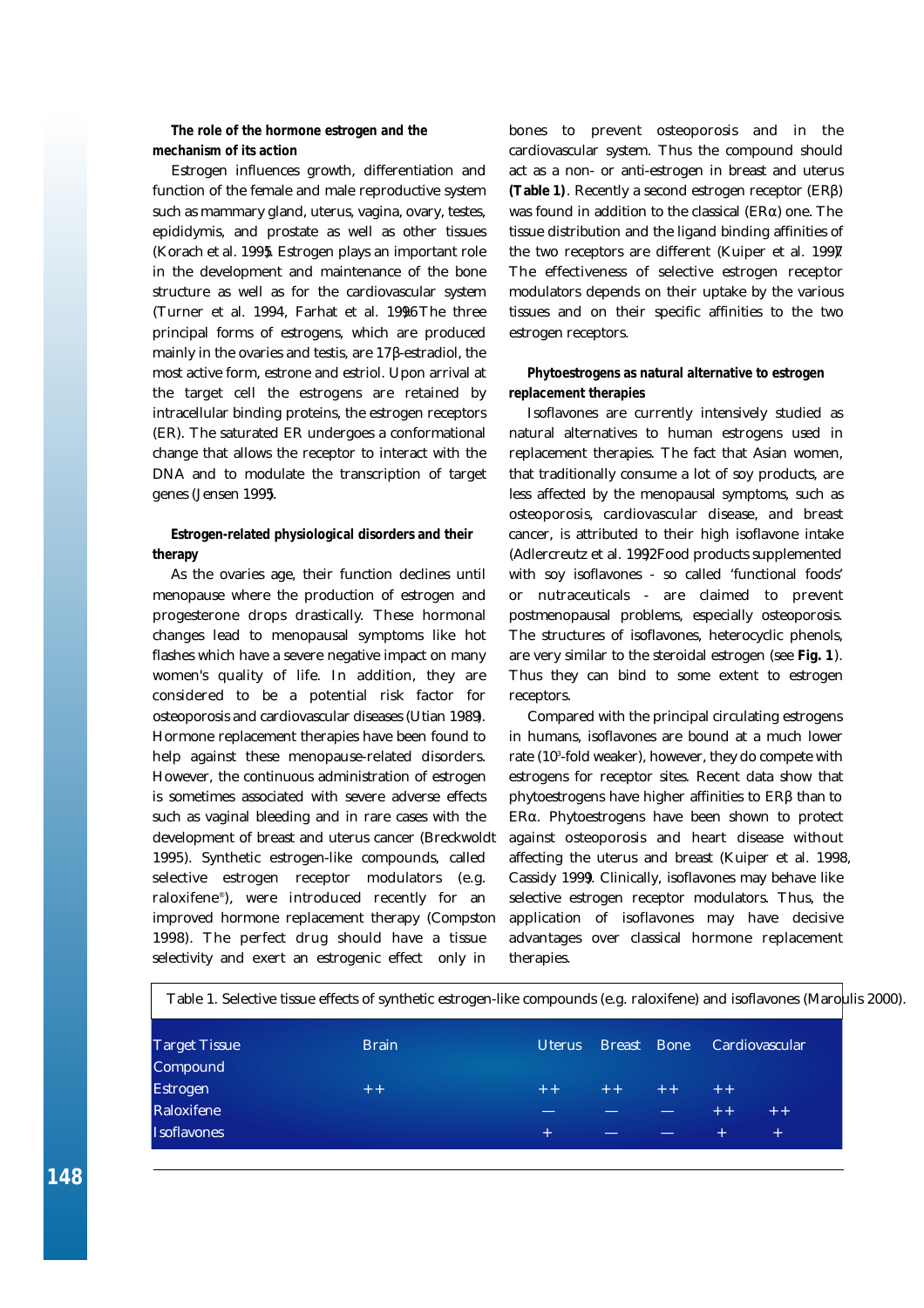**The role of the hormone estrogen and the mechanism of its action**

Estrogen influences growth, differentiation and function of the female and male reproductive system such as mammary gland, uterus, vagina, ovary, testes, epididymis, and prostate as well as other tissues (Korach et al. 1995). Estrogen plays an important role in the development and maintenance of the bone structure as well as for the cardiovascular system (Turner et al. 1994, Farhat et al. 1996). The three principal forms of estrogens, which are produced mainly in the ovaries and testis, are 17β-estradiol, the most active form, estrone and estriol. Upon arrival at the target cell the estrogens are retained by intracellular binding proteins, the estrogen receptors (ER). The saturated ER undergoes a conformational change that allows the receptor to interact with the DNA and to modulate the transcription of target genes (Jensen 1995).

**Estrogen-related physiological disorders and their therapy**

As the ovaries age, their function declines until menopause where the production of estrogen and progesterone drops drastically. These hormonal changes lead to menopausal symptoms like hot flashes which have a severe negative impact on many women's quality of life. In addition, they are considered to be a potential risk factor for osteoporosis and cardiovascular diseases (Utian 1989). Hormone replacement therapies have been found to help against these menopause-related disorders. However, the continuous administration of estrogen is sometimes associated with severe adverse effects such as vaginal bleeding and in rare cases with the development of breast and uterus cancer (Breckwoldt 1995). Synthetic estrogen-like compounds, called selective estrogen receptor modulators (e.g. raloxifene®), were introduced recently for an improved hormone replacement therapy (Compston 1998). The perfect drug should have a tissue selectivity and exert an estrogenic effect only in bones to prevent osteoporosis and in the cardiovascular system. Thus the compound should act as a non- or anti-estrogen in breast and uterus (**Table 1**). Recently a second estrogen receptor (ERβ) was found in addition to the classical (ERα) one. The tissue distribution and the ligand binding affinities of the two receptors are different (Kuiper et al. 1997). The effectiveness of selective estrogen receptor modulators depends on their uptake by the various tissues and on their specific affinities to the two estrogen receptors.

**Phytoestrogens as natural alternative to estrogen replacement therapies**

Isoflavones are currently intensively studied as natural alternatives to human estrogens used in replacement therapies. The fact that Asian women, that traditionally consume a lot of soy products, are less affected by the menopausal symptoms, such as osteoporosis, cardiovascular disease, and breast cancer, is attributed to their high isoflavone intake (Adlercreutz et al. 1992). Food products supplemented with soy isoflavones - so called 'functional foods' or nutraceuticals - are claimed to prevent postmenopausal problems, especially osteoporosis. The structures of isoflavones, heterocyclic phenols, are very similar to the steroidal estrogen (see **Fig. 1**). Thus they can bind to some extent to estrogen receptors.

Compared with the principal circulating estrogens in humans, isoflavones are bound at a much lower rate ($10^3$-fold weaker), however, they do compete with estrogens for receptor sites. Recent data show that phytoestrogens have higher affinities to ERβ than to ERα. Phytoestrogens have been shown to protect against osteoporosis and heart disease without affecting the uterus and breast (Kuiper et al. 1998, Cassidy 1999). Clinically, isflavones may behave like selective estrogen receptor modulators. Thus, the application of isoflavones may have decisive advantages over classical hormone replacement therapies.

Table 1. Selective tissue effects of synthetic estrogen-like compounds (e.g. raloxifene) and isoflavones (Maroulis 2000).

| Target Tissue / Compound | Brain | Uterus | Breast | Bone | Cardiovascular |
|---|---|---|---|---|---|
| Estrogen | ++ | ++ | ++ | ++ | ++ |
| Raloxifene | — | — | — | ++ | ++ |
| Isoflavones | + | — | — | + | + |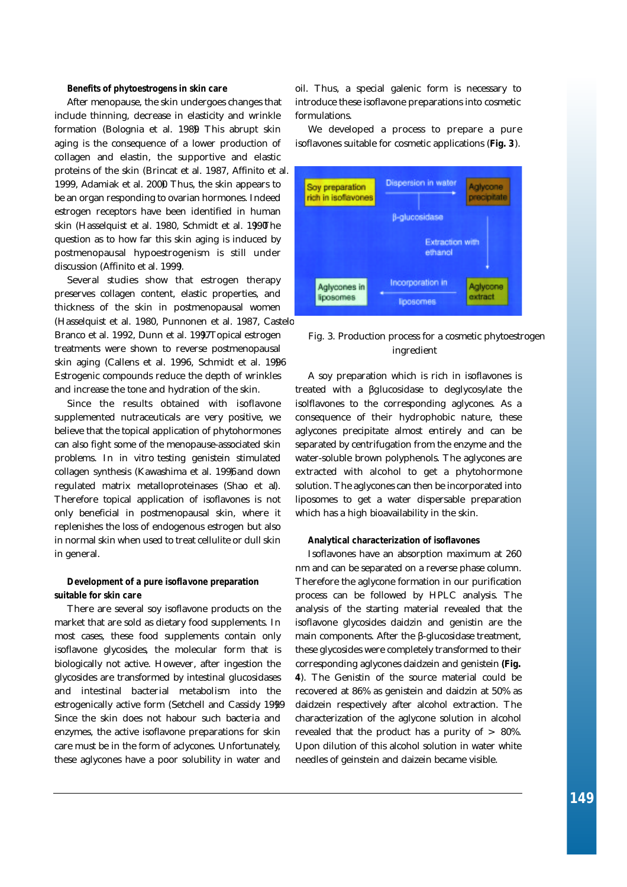### Benefits of phytoestrogens in skin care

After menopause, the skin undergoes changes that include thinning, decrease in elasticity and wrinkle formation (Bolognia et al. 1989). This abrupt skin aging is the consequence of a lower production of collagen and elastin, the supportive and elastic proteins of the skin (Brincat et al. 1987, Affinito et al. 1999, Adamiak et al. 2000). Thus, the skin appears to be an organ responding to ovarian hormones. Indeed estrogen receptors have been identified in human skin (Hasselquist et al. 1980, Schmidt et al. 1990). The question as to how far this skin aging is induced by postmenopausal hypoestrogenism is still under discussion (Affinito et al. 1999).

Several studies show that estrogen therapy preserves collagen content, elastic properties, and thickness of the skin in postmenopausal women (Hasselquist et al. 1980, Punnonen et al. 1987, Castelo Branco et al. 1992, Dunn et al. 1997). Topical estrogen treatments were shown to reverse postmenopausal skin aging (Callens et al. 1996, Schmidt et al. 1996). Estrogenic compounds reduce the depth of wrinkles and increase the tone and hydration of the skin.

Since the results obtained with isoflavone supplemented nutraceuticals are very positive, we believe that the topical application of phytohormones can also fight some of the menopause-associated skin problems. In in vitro testing genistein stimulated collagen synthesis (Kawashima et al. 1996) and down regulated matrix metalloproteinases (Shao et al.). Therefore topical application of isoflavones is not only beneficial in postmenopausal skin, where it replenishes the loss of endogenous estrogen but also in normal skin when used to treat cellulite or dull skin in general.

### Development of a pure isoflavone preparation suitable for skin care

There are several soy isoflavone products on the market that are sold as dietary food supplements. In most cases, these food supplements contain only isoflavone glycosides, the molecular form that is biologically not active. However, after ingestion the glycosides are transformed by intestinal glucosidases and intestinal bacterial metabolism into the estrogenically active form (Setchell and Cassidy 1999). Since the skin does not habour such bacteria and enzymes, the active isoflavone preparations for skin care must be in the form of aclycones. Unfortunately, these aglycones have a poor solubility in water and oil. Thus, a special galenic form is necessary to introduce these isoflavone preparations into cosmetic formulations.

We developed a process to prepare a pure isoflavones suitable for cosmetic applications (**Fig. 3**).

Fig. 3. Production process for a cosmetic phytoestrogen ingredient

A soy preparation which is rich in isoflavones is treated with a βglucosidase to deglycosylate the isolflavones to the corresponding aglycones. As a consequence of their hydrophobic nature, these aglycones precipitate almost entirely and can be separated by centrifugation from the enzyme and the water-soluble brown polyphenols. The aglycones are extracted with alcohol to get a phytohormone solution. The aglycones can then be incorporated into liposomes to get a water dispersable preparation which has a high bioavailability in the skin.

### Analytical characterization of isoflavones

Isoflavones have an absorption maximum at 260 nm and can be separated on a reverse phase column. Therefore the aglycone formation in our purification process can be followed by HPLC analysis. The analysis of the starting material revealed that the isoflavone glycosides daidzin and genistin are the main components. After the β-glucosidase treatment, these glycosides were completely transformed to their corresponding aglycones daidzein and genistein **(Fig. 4**). The Genistin of the source material could be recovered at 86% as genistein and daidzin at 50% as daidzein respectively after alcohol extraction. The characterization of the aglycone solution in alcohol revealed that the product has a purity of > 80%. Upon dilution of this alcohol solution in water white needles of geinstein and daizein became visible.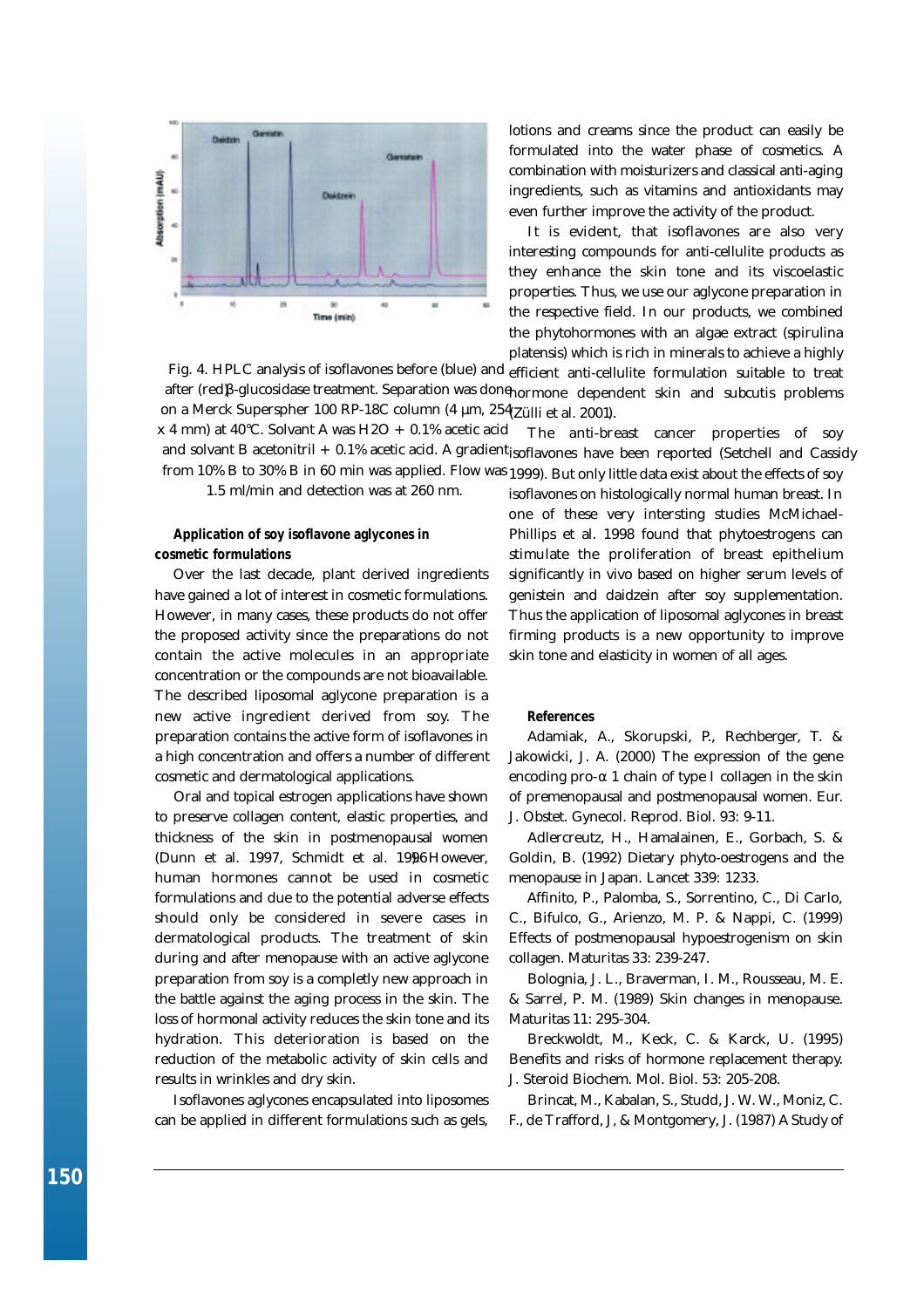Fig. 4. HPLC analysis of isoflavones before (blue) and after (red) β-glucosidase treatment. Separation was done on a Merck Superspher 100 RP-18C column (4 µm, 254 x 4 mm) at 40°C. Solvant A was $H_2O$ + 0.1% acetic acid and solvent B acetonitril + 0.1% acetic acid. A gradient from 10% B to 30% B in 60 min was applied. Flow was 1.5 ml/min and detection was at 260 nm.

### Application of soy isoflavone aglycones in cosmetic formulations

Over the last decade, plant derived ingredients have gained a lot of interest in cosmetic formulations. However, in many cases, these products do not offer the proposed activity since the preparations do not contain the active molecules in an appropriate concentration or the compounds are not bioavailable. The described liposomal aglycone preparation is a new active ingredient derived from soy. The preparation contains the active form of isoflavones in a high concentration and offers a number of different cosmetic and dermatological applications.

Oral and topical estrogen applications have shown to preserve collagen content, elastic properties, and thickness of the skin in postmenopausal women (Dunn et al. 1997, Schmidt et al. 1996). However, human hormones cannot be used in cosmetic formulations and due to the potential adverse effects should only be considered in severe cases in dermatological products. The treatment of skin during and after menopause with an active aglycone preparation from soy is a completly new approach in the battle against the aging process in the skin. The loss of hormonal activity reduces the skin tone and its hydration. This deterioration is based on the reduction of the metabolic activity of skin cells and results in wrinkles and dry skin.

Isoflavones aglycones encapsulated into liposomes can be applied in different formulations such as gels, lotions and creams since the product can easily be formulated into the water phase of cosmetics. A combination with moisturizers and classical anti-aging ingredients, such as vitamins and antioxidants may even further improve the activity of the product.

It is evident, that isoflavones are also very interesting compounds for anti-cellulite products as they enhance the skin tone and its viscoelastic properties. Thus, we use our aglycone preparation in the respective field. In our products, we combined the phytohormones with an algae extract (spirulina platensis) which is rich in minerals to achieve a highly efficient anti-cellulite formulation suitable to treat hormone dependent skin and subcutis problems (Zülli et al. 2001).

The anti-breast cancer properties of soy isoflavones have been reported (Setchell and Cassidy 1999). But only little data exist about the effects of soy isoflavones on histologically normal human breast. In one of these very intersting studies McMichael-Phillips et al. 1998 found that phytoestrogens can stimulate the proliferation of breast epithelium significantly in vivo based on higher serum levels of genistein and daidzein after soy supplementation. Thus the application of liposomal aglycones in breast firming products is a new opportunity to improve skin tone and elasticity in women of all ages.

### References

Adamiak, A., Skorupski, P., Rechberger, T. & Jakowicki, J. A. (2000) The expression of the gene encoding pro-α 1 chain of type I collagen in the skin of premenopausal and postmenopausal women. Eur. J. Obstet. Gynecol. Reprod. Biol. 93: 9-11.

Adlercreutz, H., Hamalainen, E., Gorbach, S. & Goldin, B. (1992) Dietary phyto-oestrogens and the menopause in Japan. Lancet 339: 1233.

Affinito, P., Palomba, S., Sorrentino, C., Di Carlo, C., Bifulco, G., Arienzo, M. P. & Nappi, C. (1999) Effects of postmenopausal hypoestrogenism on skin collagen. Maturitas 33: 239-247.

Bolognia, J. L., Braverman, I. M., Rousseau, M. E. & Sarrel, P. M. (1989) Skin changes in menopause. Maturitas 11: 295-304.

Breckwoldt, M., Keck, C. & Karck, U. (1995) Benefits and risks of hormone replacement therapy. J. Steroid Biochem. Mol. Biol. 53: 205-208.

Brincat, M., Kabalan, S., Studd, J. W. W., Moniz, C. F., de Trafford, J, & Montgomery, J. (1987) A Study of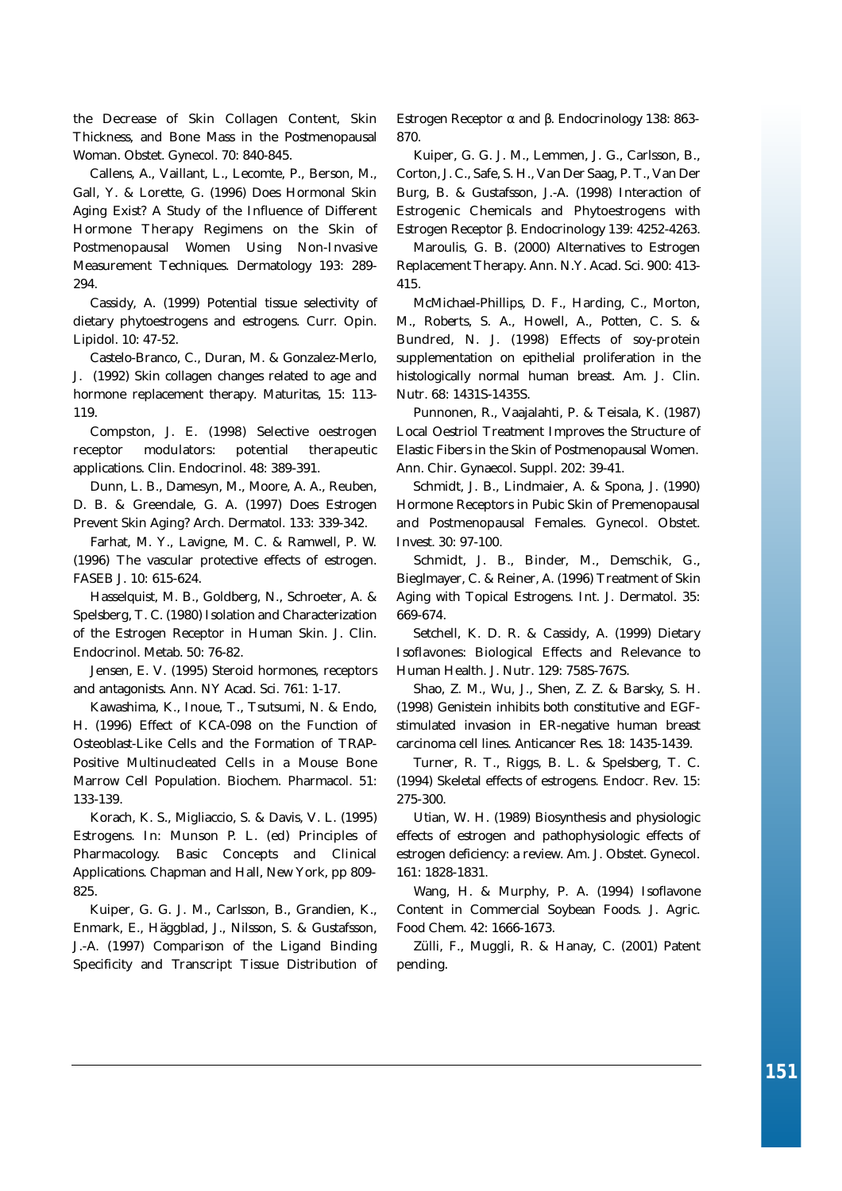the Decrease of Skin Collagen Content, Skin Thickness, and Bone Mass in the Postmenopausal Woman. Obstet. Gynecol. 70: 840-845.

Callens, A., Vaillant, L., Lecomte, P., Berson, M., Gall, Y. & Lorette, G. (1996) Does Hormonal Skin Aging Exist? A Study of the Influence of Different Hormone Therapy Regimens on the Skin of Postmenopausal Women Using Non-Invasive Measurement Techniques. Dermatology 193: 289-294.

Cassidy, A. (1999) Potential tissue selectivity of dietary phytoestrogens and estrogens. Curr. Opin. Lipidol. 10: 47-52.

Castelo-Branco, C., Duran, M. & Gonzalez-Merlo, J. (1992) Skin collagen changes related to age and hormone replacement therapy. Maturitas, 15: 113-119.

Compston, J. E. (1998) Selective oestrogen receptor modulators: potential therapeutic applications. Clin. Endocrinol. 48: 389-391.

Dunn, L. B., Damesyn, M., Moore, A. A., Reuben, D. B. & Greendale, G. A. (1997) Does Estrogen Prevent Skin Aging? Arch. Dermatol. 133: 339-342.

Farhat, M. Y., Lavigne, M. C. & Ramwell, P. W. (1996) The vascular protective effects of estrogen. FASEB J. 10: 615-624.

Hasselquist, M. B., Goldberg, N., Schroeter, A. & Spelsberg, T. C. (1980) Isolation and Characterization of the Estrogen Receptor in Human Skin. J. Clin. Endocrinol. Metab. 50: 76-82.

Jensen, E. V. (1995) Steroid hormones, receptors and antagonists. Ann. NY Acad. Sci. 761: 1-17.

Kawashima, K., Inoue, T., Tsutsumi, N. & Endo, H. (1996) Effect of KCA-098 on the Function of Osteoblast-Like Cells and the Formation of TRAP-Positive Multinucleated Cells in a Mouse Bone Marrow Cell Population. Biochem. Pharmacol. 51: 133-139.

Korach, K. S., Migliaccio, S. & Davis, V. L. (1995) Estrogens. In: Munson P. L. (ed) Principles of Pharmacology. Basic Concepts and Clinical Applications. Chapman and Hall, New York, pp 809-825.

Kuiper, G. G. J. M., Carlsson, B., Grandien, K., Enmark, E., Häggblad, J., Nilsson, S. & Gustafsson, J.-A. (1997) Comparison of the Ligand Binding Specificity and Transcript Tissue Distribution of Estrogen Receptor α and β. Endocrinology 138: 863-870.

Kuiper, G. G. J. M., Lemmen, J. G., Carlsson, B., Corton, J. C., Safe, S. H., Van Der Saag, P. T., Van Der Burg, B. & Gustafsson, J.-A. (1998) Interaction of Estrogenic Chemicals and Phytoestrogens with Estrogen Receptor β. Endocrinology 139: 4252-4263.

Maroulis, G. B. (2000) Alternatives to Estrogen Replacement Therapy. Ann. N.Y. Acad. Sci. 900: 413-415.

McMichael-Phillips, D. F., Harding, C., Morton, M., Roberts, S. A., Howell, A., Potten, C. S. & Bundred, N. J. (1998) Effects of soy-protein supplementation on epithelial proliferation in the histologically normal human breast. Am. J. Clin. Nutr. 68: 1431S-1435S.

Punnonen, R., Vaajalahti, P. & Teisala, K. (1987) Local Oestriol Treatment Improves the Structure of Elastic Fibers in the Skin of Postmenopausal Women. Ann. Chir. Gynaecol. Suppl. 202: 39-41.

Schmidt, J. B., Lindmaier, A. & Spona, J. (1990) Hormone Receptors in Pubic Skin of Premenopausal and Postmenopausal Females. Gynecol. Obstet. Invest. 30: 97-100.

Schmidt, J. B., Binder, M., Demschik, G., Bieglmayer, C. & Reiner, A. (1996) Treatment of Skin Aging with Topical Estrogens. Int. J. Dermatol. 35: 669-674.

Setchell, K. D. R. & Cassidy, A. (1999) Dietary Isoflavones: Biological Effects and Relevance to Human Health. J. Nutr. 129: 758S-767S.

Shao, Z. M., Wu, J., Shen, Z. Z. & Barsky, S. H. (1998) Genistein inhibits both constitutive and EGF-stimulated invasion in ER-negative human breast carcinoma cell lines. Anticancer Res. 18: 1435-1439.

Turner, R. T., Riggs, B. L. & Spelsberg, T. C. (1994) Skeletal effects of estrogens. Endocr. Rev. 15: 275-300.

Utian, W. H. (1989) Biosynthesis and physiologic effects of estrogen and pathophysiologic effects of estrogen deficiency: a review. Am. J. Obstet. Gynecol. 161: 1828-1831.

Wang, H. & Murphy, P. A. (1994) Isoflavone Content in Commercial Soybean Foods. J. Agric. Food Chem. 42: 1666-1673.

Zülli, F., Muggli, R. & Hanay, C. (2001) Patent pending.